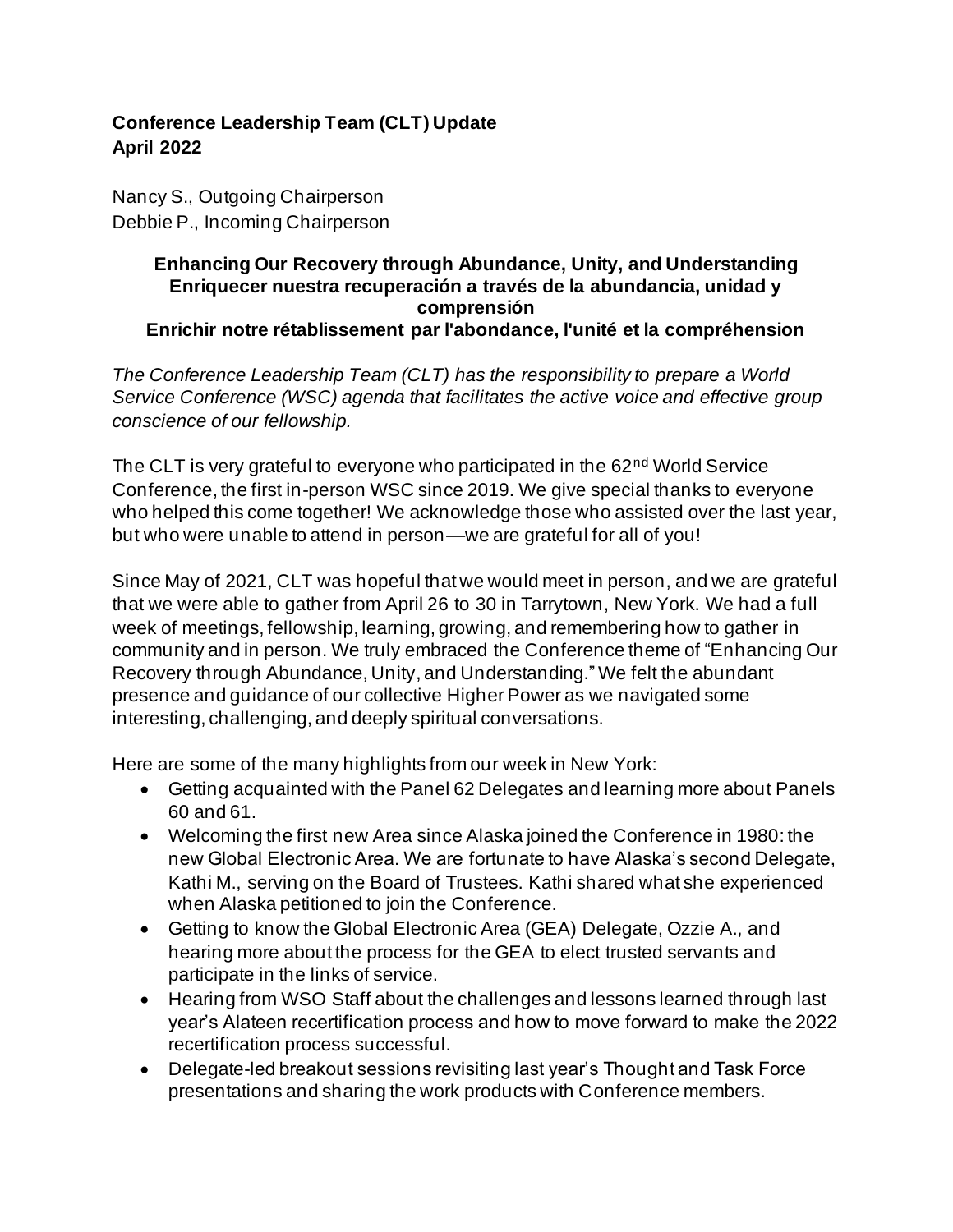**Conference Leadership Team (CLT) Update**
**April 2022**

Nancy S., Outgoing Chairperson
Debbie P., Incoming Chairperson

**Enhancing Our Recovery through Abundance, Unity, and Understanding**
**Enriquecer nuestra recuperación a través de la abundancia, unidad y comprensión**
**Enrichir notre rétablissement par l'abondance, l'unité et la compréhension**

*The Conference Leadership Team (CLT) has the responsibility to prepare a World Service Conference (WSC) agenda that facilitates the active voice and effective group conscience of our fellowship.*

The CLT is very grateful to everyone who participated in the 62nd World Service Conference, the first in-person WSC since 2019. We give special thanks to everyone who helped this come together! We acknowledge those who assisted over the last year, but who were unable to attend in person—we are grateful for all of you!

Since May of 2021, CLT was hopeful that we would meet in person, and we are grateful that we were able to gather from April 26 to 30 in Tarrytown, New York. We had a full week of meetings, fellowship, learning, growing, and remembering how to gather in community and in person. We truly embraced the Conference theme of "Enhancing Our Recovery through Abundance, Unity, and Understanding." We felt the abundant presence and guidance of our collective Higher Power as we navigated some interesting, challenging, and deeply spiritual conversations.

Here are some of the many highlights from our week in New York:

- Getting acquainted with the Panel 62 Delegates and learning more about Panels 60 and 61.
- Welcoming the first new Area since Alaska joined the Conference in 1980: the new Global Electronic Area. We are fortunate to have Alaska's second Delegate, Kathi M., serving on the Board of Trustees. Kathi shared what she experienced when Alaska petitioned to join the Conference.
- Getting to know the Global Electronic Area (GEA) Delegate, Ozzie A., and hearing more about the process for the GEA to elect trusted servants and participate in the links of service.
- Hearing from WSO Staff about the challenges and lessons learned through last year's Alateen recertification process and how to move forward to make the 2022 recertification process successful.
- Delegate-led breakout sessions revisiting last year's Thought and Task Force presentations and sharing the work products with Conference members.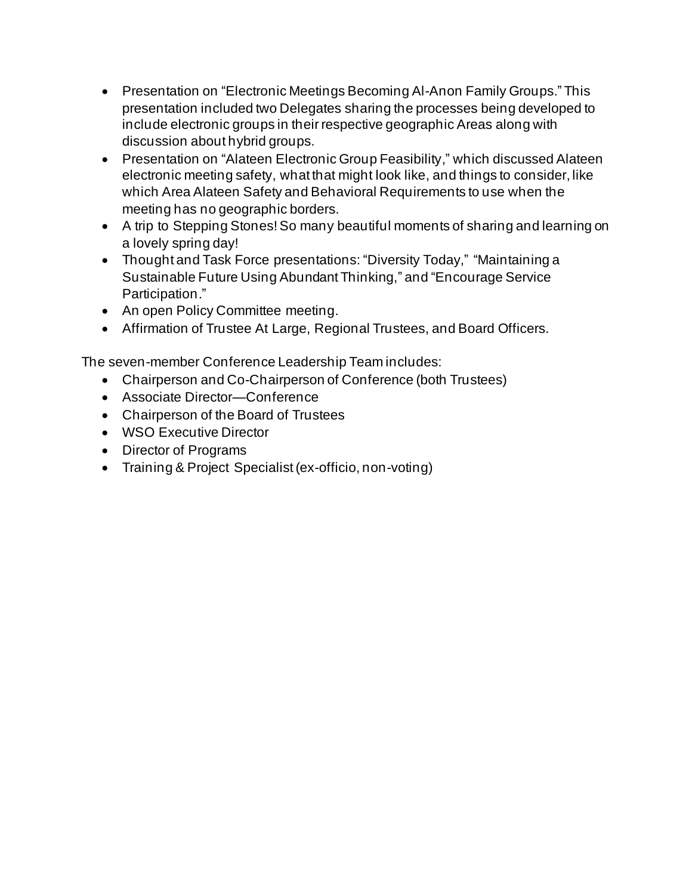- Presentation on "Electronic Meetings Becoming Al-Anon Family Groups." This presentation included two Delegates sharing the processes being developed to include electronic groups in their respective geographic Areas along with discussion about hybrid groups.
- Presentation on "Alateen Electronic Group Feasibility," which discussed Alateen electronic meeting safety, what that might look like, and things to consider, like which Area Alateen Safety and Behavioral Requirements to use when the meeting has no geographic borders.
- A trip to Stepping Stones! So many beautiful moments of sharing and learning on a lovely spring day!
- Thought and Task Force presentations: "Diversity Today," "Maintaining a Sustainable Future Using Abundant Thinking," and "Encourage Service Participation."
- An open Policy Committee meeting.
- Affirmation of Trustee At Large, Regional Trustees, and Board Officers.

The seven-member Conference Leadership Team includes:

- Chairperson and Co-Chairperson of Conference (both Trustees)
- Associate Director—Conference
- Chairperson of the Board of Trustees
- WSO Executive Director
- Director of Programs
- Training & Project Specialist (ex-officio, non-voting)